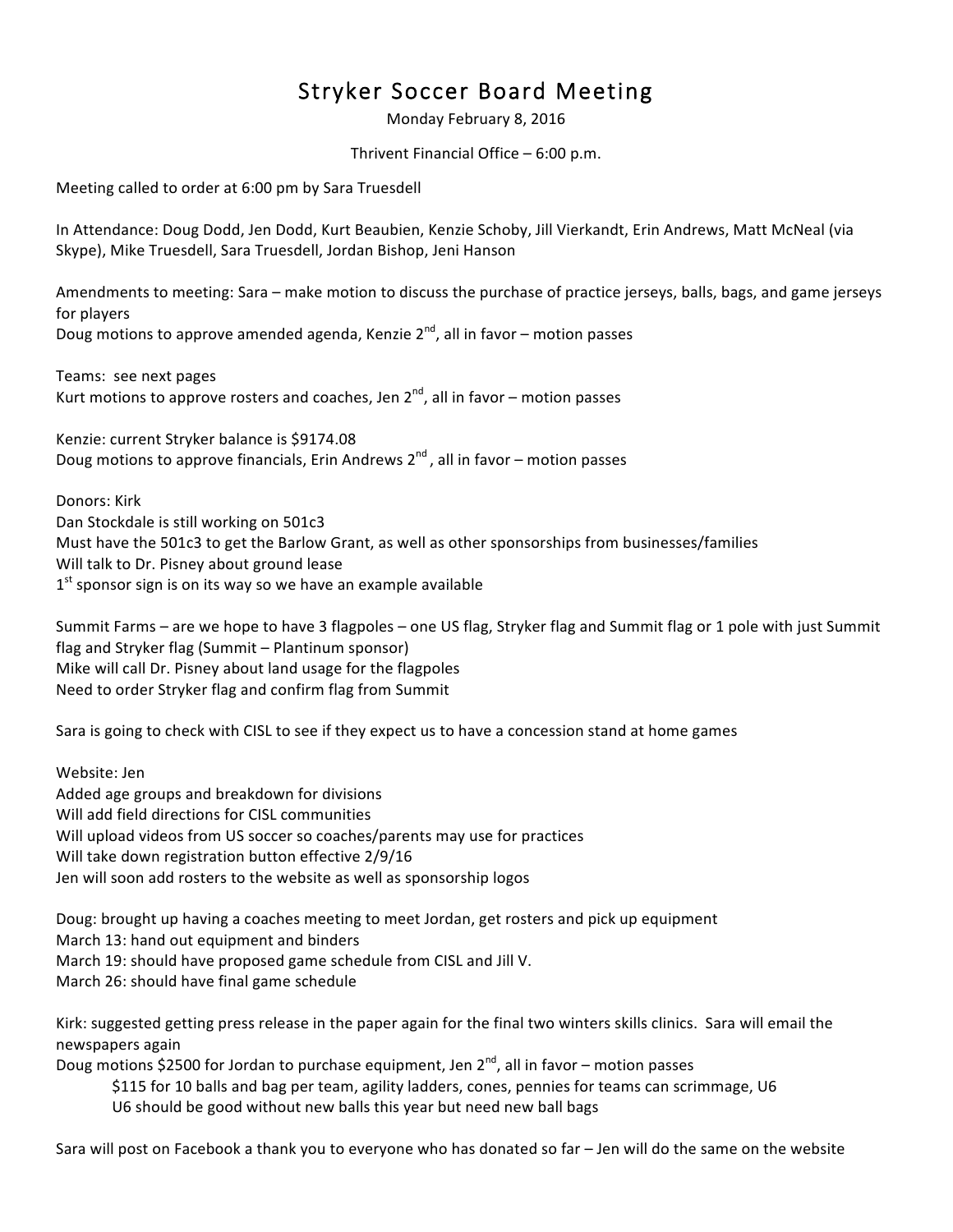# Stryker Soccer Board Meeting

Monday February 8, 2016

Thrivent Financial Office – 6:00 p.m.

Meeting called to order at 6:00 pm by Sara Truesdell

In Attendance: Doug Dodd, Jen Dodd, Kurt Beaubien, Kenzie Schoby, Jill Vierkandt, Erin Andrews, Matt McNeal (via Skype), Mike Truesdell, Sara Truesdell, Jordan Bishop, Jeni Hanson

Amendments to meeting: Sara – make motion to discuss the purchase of practice jerseys, balls, bags, and game jerseys for players
Doug motions to approve amended agenda, Kenzie 2nd, all in favor – motion passes

Teams: see next pages
Kurt motions to approve rosters and coaches, Jen 2nd, all in favor – motion passes

Kenzie: current Stryker balance is $9174.08
Doug motions to approve financials, Erin Andrews 2nd, all in favor – motion passes

Donors: Kirk
Dan Stockdale is still working on 501c3
Must have the 501c3 to get the Barlow Grant, as well as other sponsorships from businesses/families
Will talk to Dr. Pisney about ground lease
1st sponsor sign is on its way so we have an example available

Summit Farms – are we hope to have 3 flagpoles – one US flag, Stryker flag and Summit flag or 1 pole with just Summit flag and Stryker flag (Summit – Plantinum sponsor)
Mike will call Dr. Pisney about land usage for the flagpoles
Need to order Stryker flag and confirm flag from Summit

Sara is going to check with CISL to see if they expect us to have a concession stand at home games

Website: Jen
Added age groups and breakdown for divisions
Will add field directions for CISL communities
Will upload videos from US soccer so coaches/parents may use for practices
Will take down registration button effective 2/9/16
Jen will soon add rosters to the website as well as sponsorship logos

Doug: brought up having a coaches meeting to meet Jordan, get rosters and pick up equipment
March 13: hand out equipment and binders
March 19: should have proposed game schedule from CISL and Jill V.
March 26: should have final game schedule

Kirk: suggested getting press release in the paper again for the final two winters skills clinics. Sara will email the newspapers again
Doug motions $2500 for Jordan to purchase equipment, Jen 2nd, all in favor – motion passes

> $115 for 10 balls and bag per team, agility ladders, cones, pennies for teams can scrimmage, U6
> U6 should be good without new balls this year but need new ball bags

Sara will post on Facebook a thank you to everyone who has donated so far – Jen will do the same on the website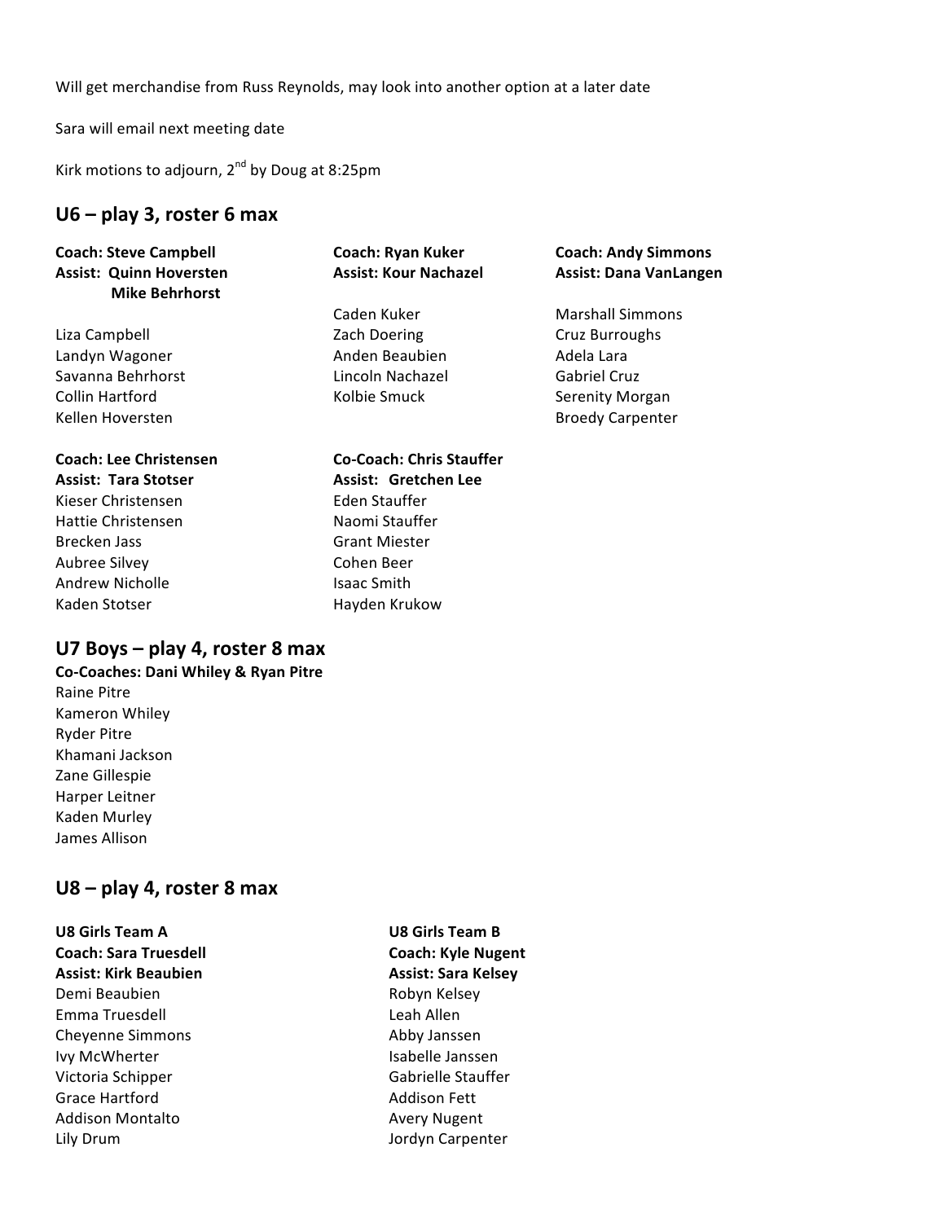Will get merchandise from Russ Reynolds, may look into another option at a later date

Sara will email next meeting date

Kirk motions to adjourn, 2nd by Doug at 8:25pm

## U6 – play 3, roster 6 max

**Coach: Steve Campbell**
**Assist: Quinn Hoversten**
**Mike Behrhorst**

Liza Campbell
Landyn Wagoner
Savanna Behrhorst
Collin Hartford
Kellen Hoversten

**Coach: Ryan Kuker**
**Assist: Kour Nachazel**

Caden Kuker
Zach Doering
Anden Beaubien
Lincoln Nachazel
Kolbie Smuck

**Coach: Andy Simmons**
**Assist: Dana VanLangen**

Marshall Simmons
Cruz Burroughs
Adela Lara
Gabriel Cruz
Serenity Morgan
Broedy Carpenter

**Coach: Lee Christensen**
**Assist: Tara Stotser**

Kieser Christensen
Hattie Christensen
Brecken Jass
Aubree Silvey
Andrew Nicholle
Kaden Stotser

**Co-Coach: Chris Stauffer**
**Assist: Gretchen Lee**

Eden Stauffer
Naomi Stauffer
Grant Miester
Cohen Beer
Isaac Smith
Hayden Krukow

## U7 Boys – play 4, roster 8 max

**Co-Coaches: Dani Whiley & Ryan Pitre**

Raine Pitre
Kameron Whiley
Ryder Pitre
Khamani Jackson
Zane Gillespie
Harper Leitner
Kaden Murley
James Allison

## U8 – play 4, roster 8 max

**U8 Girls Team A**
**Coach: Sara Truesdell**
**Assist: Kirk Beaubien**

Demi Beaubien
Emma Truesdell
Cheyenne Simmons
Ivy McWherter
Victoria Schipper
Grace Hartford
Addison Montalto
Lily Drum

**U8 Girls Team B**
**Coach: Kyle Nugent**
**Assist: Sara Kelsey**

Robyn Kelsey
Leah Allen
Abby Janssen
Isabelle Janssen
Gabrielle Stauffer
Addison Fett
Avery Nugent
Jordyn Carpenter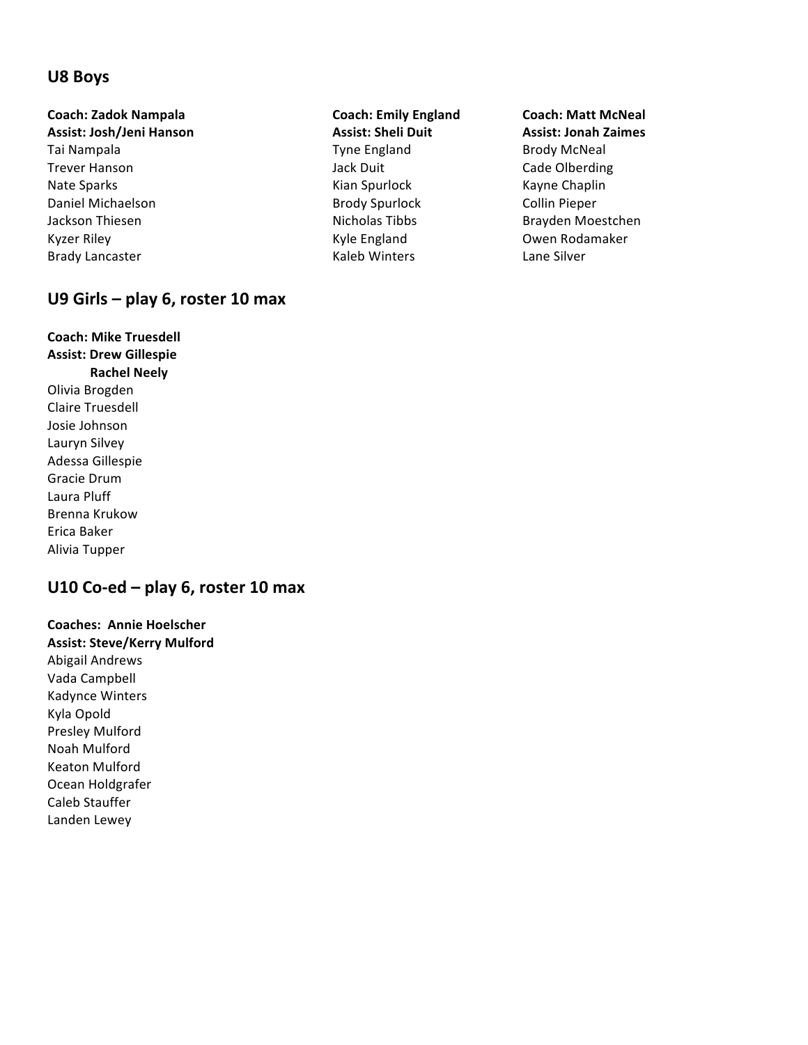## U8 Boys

**Coach: Zadok Nampala**
**Assist: Josh/Jeni Hanson**
Tai Nampala
Trever Hanson
Nate Sparks
Daniel Michaelson
Jackson Thiesen
Kyzer Riley
Brady Lancaster

**Coach: Emily England**
**Assist: Sheli Duit**
Tyne England
Jack Duit
Kian Spurlock
Brody Spurlock
Nicholas Tibbs
Kyle England
Kaleb Winters

**Coach: Matt McNeal**
**Assist: Jonah Zaimes**
Brody McNeal
Cade Olberding
Kayne Chaplin
Collin Pieper
Brayden Moestchen
Owen Rodamaker
Lane Silver

## U9 Girls – play 6, roster 10 max

**Coach: Mike Truesdell**
**Assist: Drew Gillespie**
**Rachel Neely**
Olivia Brogden
Claire Truesdell
Josie Johnson
Lauryn Silvey
Adessa Gillespie
Gracie Drum
Laura Pluff
Brenna Krukow
Erica Baker
Alivia Tupper

## U10 Co-ed – play 6, roster 10 max

**Coaches: Annie Hoelscher**
**Assist: Steve/Kerry Mulford**
Abigail Andrews
Vada Campbell
Kadynce Winters
Kyla Opold
Presley Mulford
Noah Mulford
Keaton Mulford
Ocean Holdgrafer
Caleb Stauffer
Landen Lewey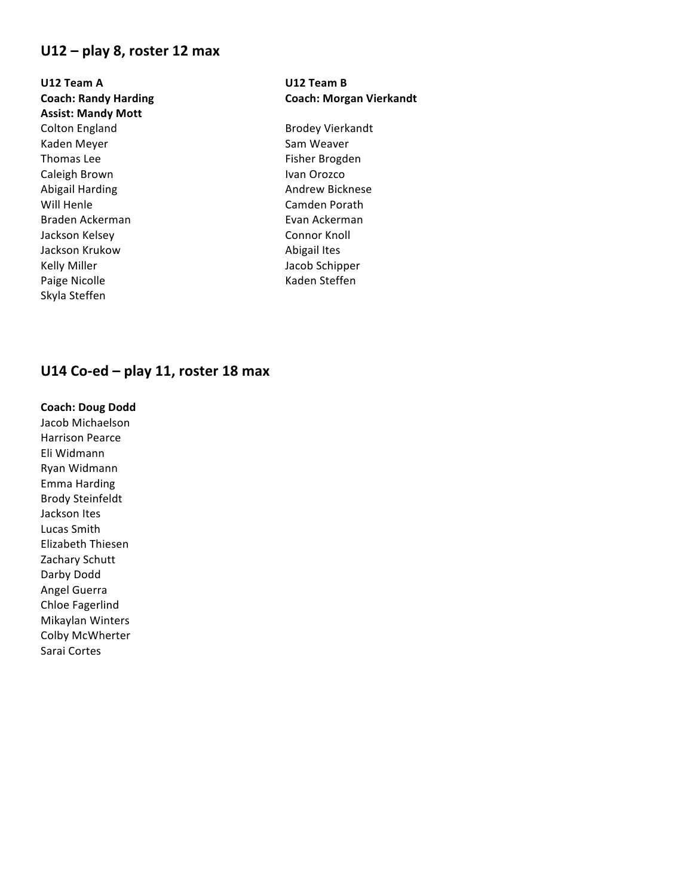## U12 – play 8, roster 12 max

**U12 Team A**
**Coach: Randy Harding**
**Assist: Mandy Mott**

Colton England
Kaden Meyer
Thomas Lee
Caleigh Brown
Abigail Harding
Will Henle
Braden Ackerman
Jackson Kelsey
Jackson Krukow
Kelly Miller
Paige Nicolle
Skyla Steffen

**U12 Team B**
**Coach: Morgan Vierkandt**

Brodey Vierkandt
Sam Weaver
Fisher Brogden
Ivan Orozco
Andrew Bicknese
Camden Porath
Evan Ackerman
Connor Knoll
Abigail Ites
Jacob Schipper
Kaden Steffen

## U14 Co-ed – play 11, roster 18 max

**Coach: Doug Dodd**

Jacob Michaelson
Harrison Pearce
Eli Widmann
Ryan Widmann
Emma Harding
Brody Steinfeldt
Jackson Ites
Lucas Smith
Elizabeth Thiesen
Zachary Schutt
Darby Dodd
Angel Guerra
Chloe Fagerlind
Mikaylan Winters
Colby McWherter
Sarai Cortes